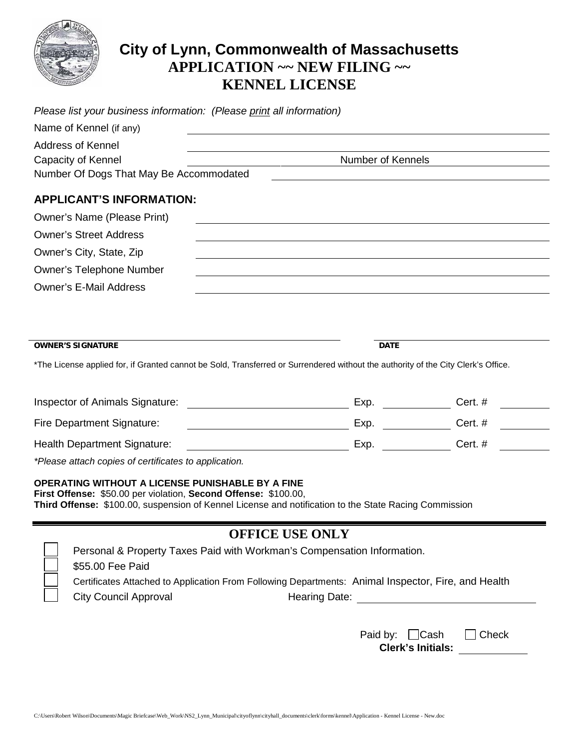# City of Lynn, Commonwealth of Massachusetts

## APPLICATION ~~ NEW FILING ~~
## KENNEL LICENSE

*Please list your business information: (Please print all information)*

Name of Kennel (if any) ______________________________

Address of Kennel ______________________________

Capacity of Kennel ______________ Number of Kennels ______________

Number Of Dogs That May Be Accommodated ______________________________

### APPLICANT'S INFORMATION:

Owner's Name (Please Print) ______________________________

Owner's Street Address ______________________________

Owner's City, State, Zip ______________________________

Owner's Telephone Number ______________________________

Owner's E-Mail Address ______________________________

______________________________ ______________

**OWNER'S SIGNATURE** **DATE**

*The License applied for, if Granted cannot be Sold, Transferred or Surrendered without the authority of the City Clerk's Office.

Inspector of Animals Signature: ______________________ Exp. __________ Cert. # ________

Fire Department Signature: ______________________ Exp. __________ Cert. # ________

Health Department Signature: ______________________ Exp. __________ Cert. # ________

*\*Please attach copies of certificates to application.*

**OPERATING WITHOUT A LICENSE PUNISHABLE BY A FINE**
**First Offense:** $50.00 per violation, **Second Offense:** $100.00,
**Third Offense:** $100.00, suspension of Kennel License and notification to the State Racing Commission

## OFFICE USE ONLY

- ☐ Personal & Property Taxes Paid with Workman's Compensation Information.
- ☐ $55.00 Fee Paid
- ☐ Certificates Attached to Application From Following Departments: Animal Inspector, Fire, and Health
- ☐ City Council Approval Hearing Date: ______________________

Paid by: ☐ Cash ☐ Check
**Clerk's Initials:** __________

C:\Users\Robert Wilson\Documents\Magic Briefcase\Web_Work\NS2_Lynn_Municipal\cityoflynn\cityhall_documents\clerk\forms\kennel\Application - Kennel License - New.doc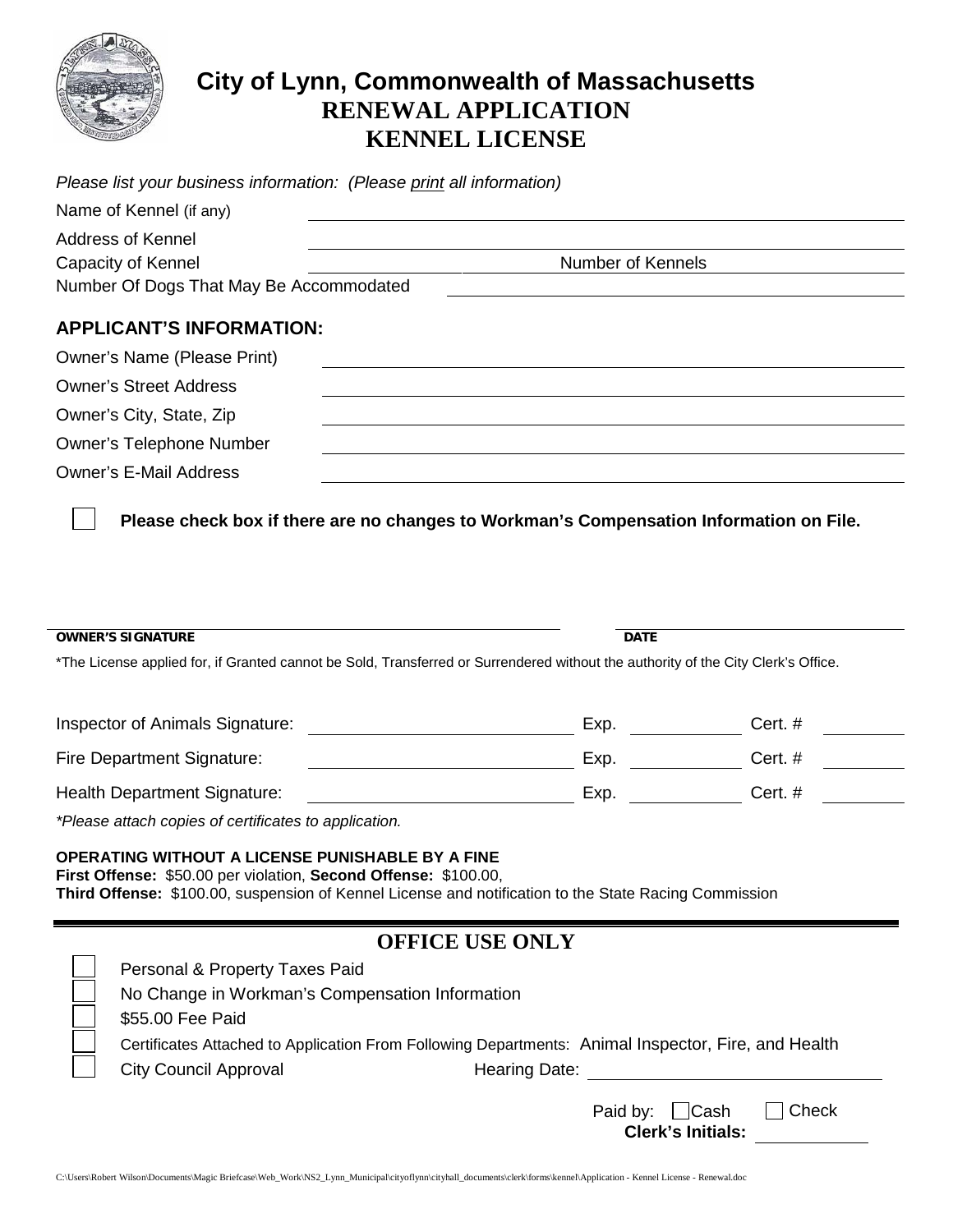# City of Lynn, Commonwealth of Massachusetts

## RENEWAL APPLICATION

## KENNEL LICENSE

*Please list your business information: (Please print all information)*

Name of Kennel (if any) ______________________________

Address of Kennel ______________________________

Capacity of Kennel ______________ Number of Kennels ______________

Number Of Dogs That May Be Accommodated ______________________________

### APPLICANT'S INFORMATION:

Owner's Name (Please Print) ______________________________

Owner's Street Address ______________________________

Owner's City, State, Zip ______________________________

Owner's Telephone Number ______________________________

Owner's E-Mail Address ______________________________

☐ **Please check box if there are no changes to Workman's Compensation Information on File.**

______________________________ ______________________________

**OWNER'S SIGNATURE** **DATE**

*The License applied for, if Granted cannot be Sold, Transferred or Surrendered without the authority of the City Clerk's Office.

Inspector of Animals Signature: ______________ Exp. ________ Cert. # ________

Fire Department Signature: ______________ Exp. ________ Cert. # ________

Health Department Signature: ______________ Exp. ________ Cert. # ________

*\*Please attach copies of certificates to application.*

**OPERATING WITHOUT A LICENSE PUNISHABLE BY A FINE**
**First Offense:** \$50.00 per violation, **Second Offense:** \$100.00,
**Third Offense:** \$100.00, suspension of Kennel License and notification to the State Racing Commission

## OFFICE USE ONLY

☐ Personal & Property Taxes Paid

☐ No Change in Workman's Compensation Information

☐ \$55.00 Fee Paid

☐ Certificates Attached to Application From Following Departments: Animal Inspector, Fire, and Health

☐ City Council Approval Hearing Date: ______________

Paid by: ☐ Cash ☐ Check

**Clerk's Initials:** ________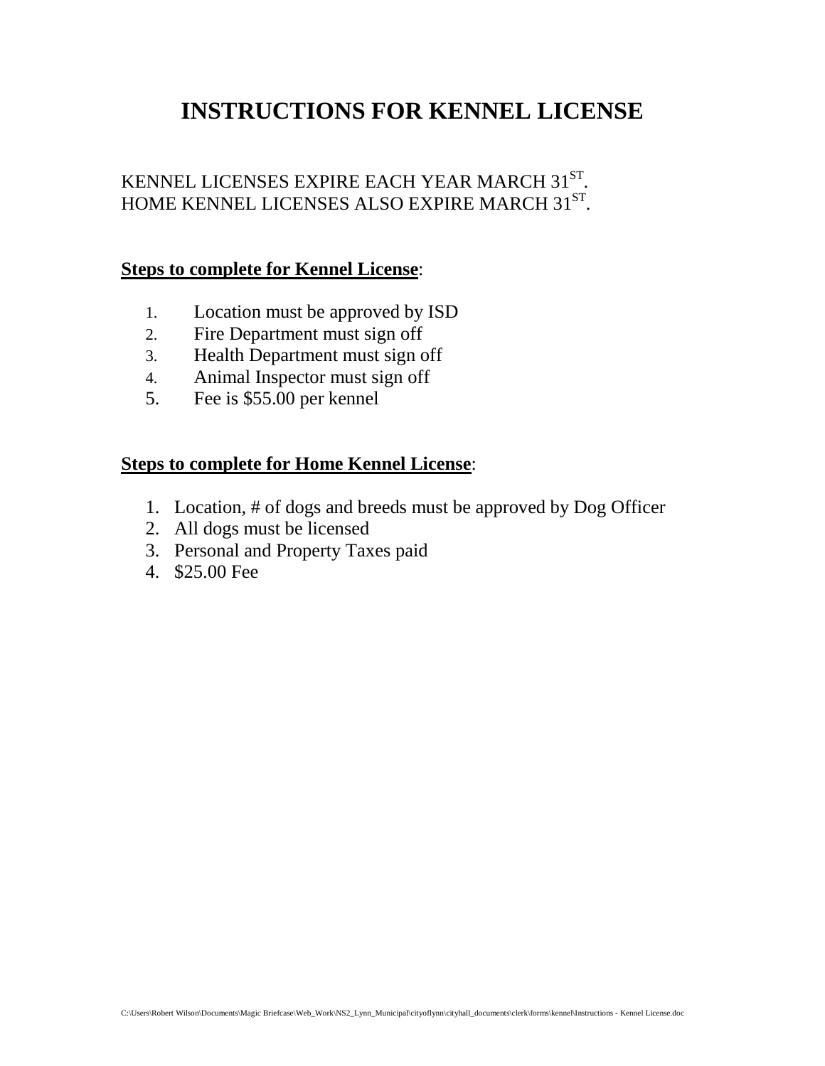# INSTRUCTIONS FOR KENNEL LICENSE

KENNEL LICENSES EXPIRE EACH YEAR MARCH 31ST.
HOME KENNEL LICENSES ALSO EXPIRE MARCH 31ST.

**Steps to complete for Kennel License**:

1. Location must be approved by ISD
2. Fire Department must sign off
3. Health Department must sign off
4. Animal Inspector must sign off
5. Fee is $55.00 per kennel

**Steps to complete for Home Kennel License**:

1. Location, # of dogs and breeds must be approved by Dog Officer
2. All dogs must be licensed
3. Personal and Property Taxes paid
4. $25.00 Fee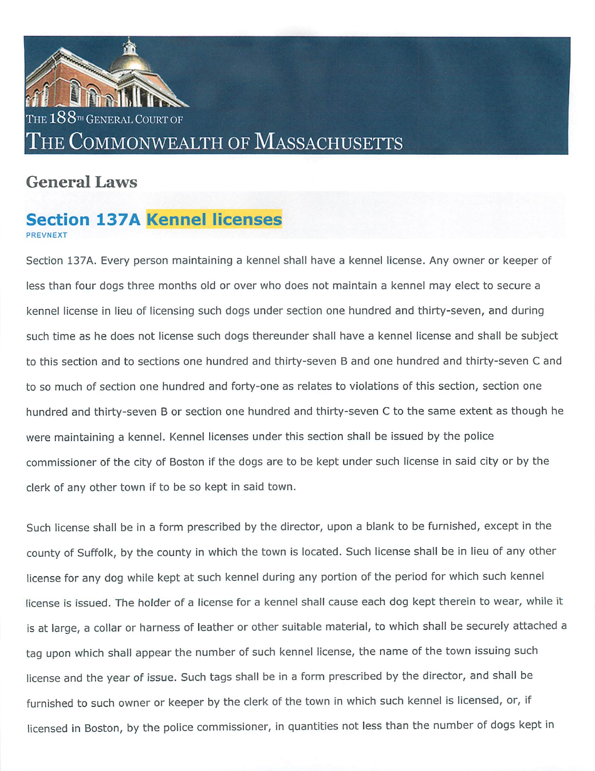THE 188TH GENERAL COURT OF

# THE COMMONWEALTH OF MASSACHUSETTS

## General Laws

## Section 137A Kennel licenses

PREVNEXT

Section 137A. Every person maintaining a kennel shall have a kennel license. Any owner or keeper of less than four dogs three months old or over who does not maintain a kennel may elect to secure a kennel license in lieu of licensing such dogs under section one hundred and thirty-seven, and during such time as he does not license such dogs thereunder shall have a kennel license and shall be subject to this section and to sections one hundred and thirty-seven B and one hundred and thirty-seven C and to so much of section one hundred and forty-one as relates to violations of this section, section one hundred and thirty-seven B or section one hundred and thirty-seven C to the same extent as though he were maintaining a kennel. Kennel licenses under this section shall be issued by the police commissioner of the city of Boston if the dogs are to be kept under such license in said city or by the clerk of any other town if to be so kept in said town.

Such license shall be in a form prescribed by the director, upon a blank to be furnished, except in the county of Suffolk, by the county in which the town is located. Such license shall be in lieu of any other license for any dog while kept at such kennel during any portion of the period for which such kennel license is issued. The holder of a license for a kennel shall cause each dog kept therein to wear, while it is at large, a collar or harness of leather or other suitable material, to which shall be securely attached a tag upon which shall appear the number of such kennel license, the name of the town issuing such license and the year of issue. Such tags shall be in a form prescribed by the director, and shall be furnished to such owner or keeper by the clerk of the town in which such kennel is licensed, or, if licensed in Boston, by the police commissioner, in quantities not less than the number of dogs kept in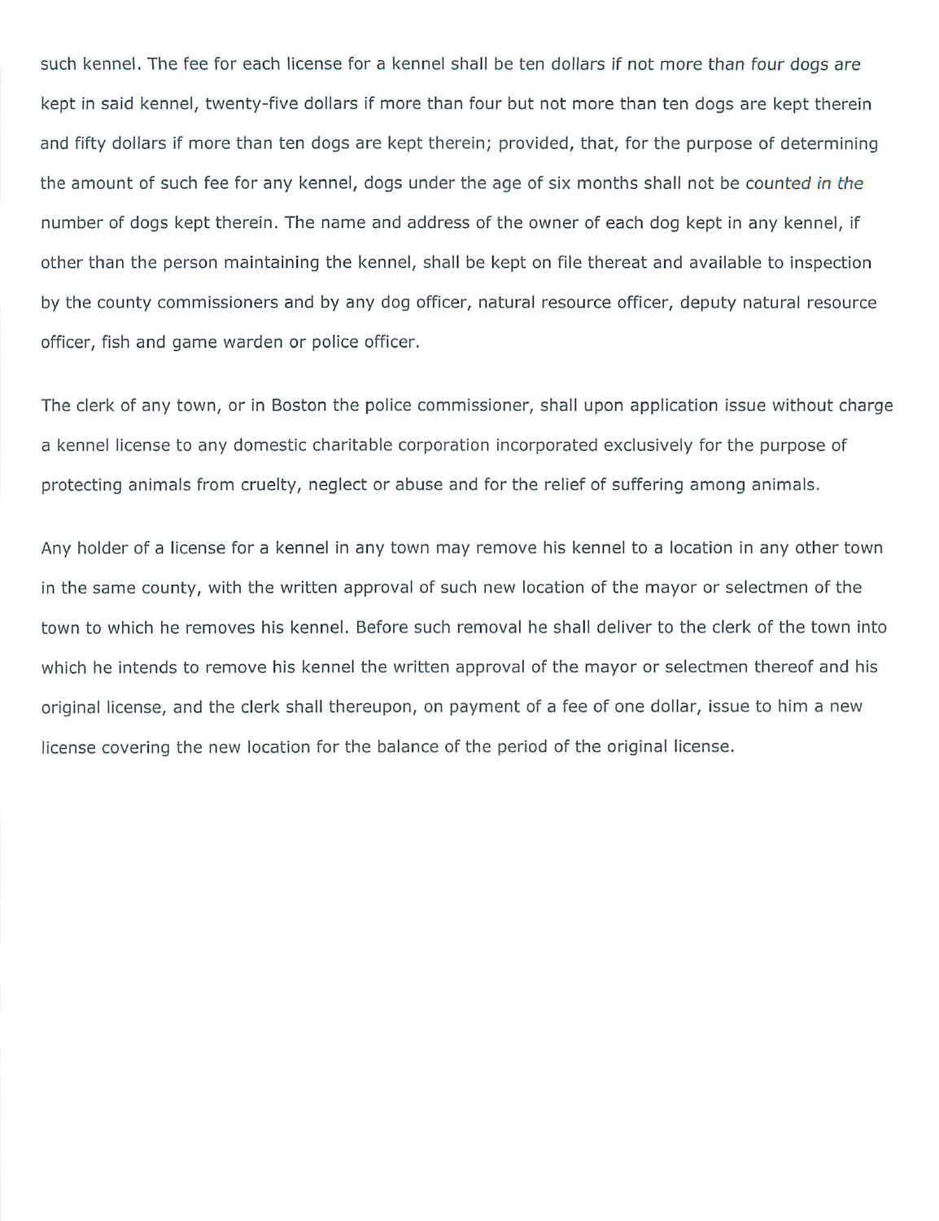such kennel. The fee for each license for a kennel shall be ten dollars if not more than four dogs are kept in said kennel, twenty-five dollars if more than four but not more than ten dogs are kept therein and fifty dollars if more than ten dogs are kept therein; provided, that, for the purpose of determining the amount of such fee for any kennel, dogs under the age of six months shall not be counted in the number of dogs kept therein. The name and address of the owner of each dog kept in any kennel, if other than the person maintaining the kennel, shall be kept on file thereat and available to inspection by the county commissioners and by any dog officer, natural resource officer, deputy natural resource officer, fish and game warden or police officer.

The clerk of any town, or in Boston the police commissioner, shall upon application issue without charge a kennel license to any domestic charitable corporation incorporated exclusively for the purpose of protecting animals from cruelty, neglect or abuse and for the relief of suffering among animals.

Any holder of a license for a kennel in any town may remove his kennel to a location in any other town in the same county, with the written approval of such new location of the mayor or selectmen of the town to which he removes his kennel. Before such removal he shall deliver to the clerk of the town into which he intends to remove his kennel the written approval of the mayor or selectmen thereof and his original license, and the clerk shall thereupon, on payment of a fee of one dollar, issue to him a new license covering the new location for the balance of the period of the original license.